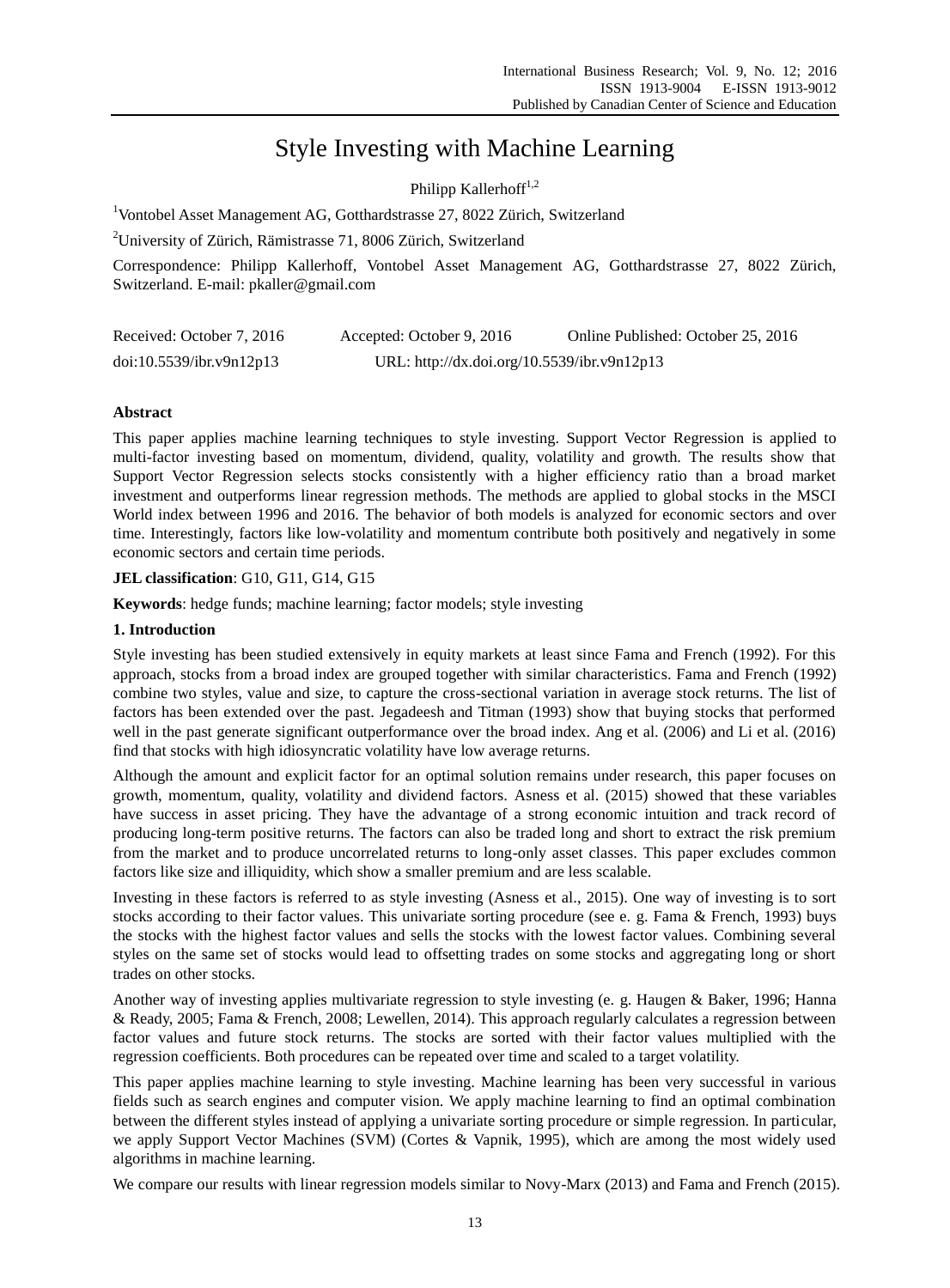# Style Investing with Machine Learning

Philipp Kallerhoff[1,2]

[1]Vontobel Asset Management AG, Gotthardstrasse 27, 8022 Zürich, Switzerland

[2]University of Zürich, Rämistrasse 71, 8006 Zürich, Switzerland

Correspondence: Philipp Kallerhoff, Vontobel Asset Management AG, Gotthardstrasse 27, 8022 Zürich, Switzerland. E-mail: pkaller@gmail.com

Received: October 7, 2016    Accepted: October 9, 2016    Online Published: October 25, 2016

doi:10.5539/ibr.v9n12p13    URL: http://dx.doi.org/10.5539/ibr.v9n12p13

**Abstract**

This paper applies machine learning techniques to style investing. Support Vector Regression is applied to multi-factor investing based on momentum, dividend, quality, volatility and growth. The results show that Support Vector Regression selects stocks consistently with a higher efficiency ratio than a broad market investment and outperforms linear regression methods. The methods are applied to global stocks in the MSCI World index between 1996 and 2016. The behavior of both models is analyzed for economic sectors and over time. Interestingly, factors like low-volatility and momentum contribute both positively and negatively in some economic sectors and certain time periods.

**JEL classification**: G10, G11, G14, G15

**Keywords**: hedge funds; machine learning; factor models; style investing

## 1. Introduction

Style investing has been studied extensively in equity markets at least since Fama and French (1992). For this approach, stocks from a broad index are grouped together with similar characteristics. Fama and French (1992) combine two styles, value and size, to capture the cross-sectional variation in average stock returns. The list of factors has been extended over the past. Jegadeesh and Titman (1993) show that buying stocks that performed well in the past generate significant outperformance over the broad index. Ang et al. (2006) and Li et al. (2016) find that stocks with high idiosyncratic volatility have low average returns.

Although the amount and explicit factor for an optimal solution remains under research, this paper focuses on growth, momentum, quality, volatility and dividend factors. Asness et al. (2015) showed that these variables have success in asset pricing. They have the advantage of a strong economic intuition and track record of producing long-term positive returns. The factors can also be traded long and short to extract the risk premium from the market and to produce uncorrelated returns to long-only asset classes. This paper excludes common factors like size and illiquidity, which show a smaller premium and are less scalable.

Investing in these factors is referred to as style investing (Asness et al., 2015). One way of investing is to sort stocks according to their factor values. This univariate sorting procedure (see e. g. Fama & French, 1993) buys the stocks with the highest factor values and sells the stocks with the lowest factor values. Combining several styles on the same set of stocks would lead to offsetting trades on some stocks and aggregating long or short trades on other stocks.

Another way of investing applies multivariate regression to style investing (e. g. Haugen & Baker, 1996; Hanna & Ready, 2005; Fama & French, 2008; Lewellen, 2014). This approach regularly calculates a regression between factor values and future stock returns. The stocks are sorted with their factor values multiplied with the regression coefficients. Both procedures can be repeated over time and scaled to a target volatility.

This paper applies machine learning to style investing. Machine learning has been very successful in various fields such as search engines and computer vision. We apply machine learning to find an optimal combination between the different styles instead of applying a univariate sorting procedure or simple regression. In particular, we apply Support Vector Machines (SVM) (Cortes & Vapnik, 1995), which are among the most widely used algorithms in machine learning.

We compare our results with linear regression models similar to Novy-Marx (2013) and Fama and French (2015).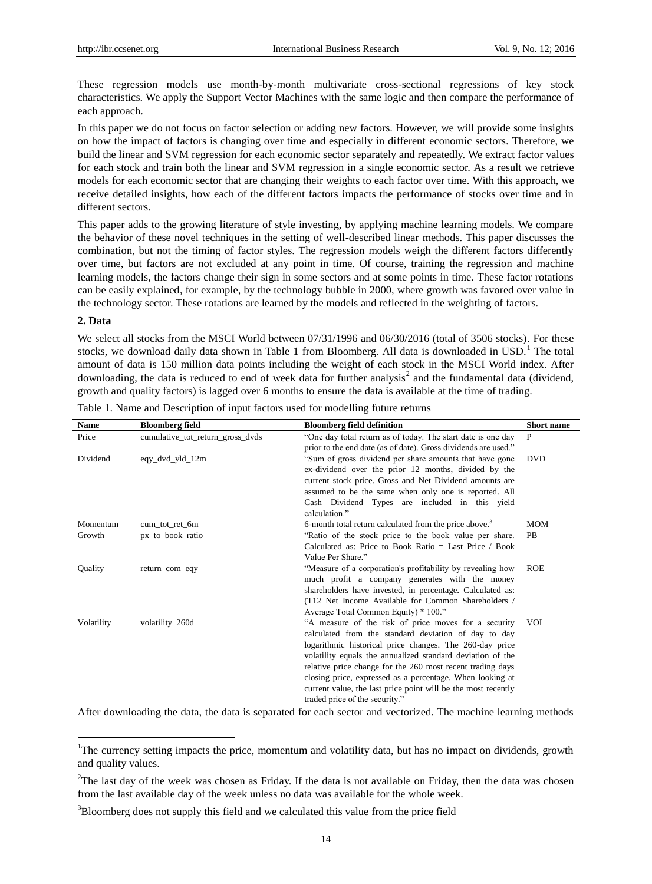These regression models use month-by-month multivariate cross-sectional regressions of key stock characteristics. We apply the Support Vector Machines with the same logic and then compare the performance of each approach.

In this paper we do not focus on factor selection or adding new factors. However, we will provide some insights on how the impact of factors is changing over time and especially in different economic sectors. Therefore, we build the linear and SVM regression for each economic sector separately and repeatedly. We extract factor values for each stock and train both the linear and SVM regression in a single economic sector. As a result we retrieve models for each economic sector that are changing their weights to each factor over time. With this approach, we receive detailed insights, how each of the different factors impacts the performance of stocks over time and in different sectors.

This paper adds to the growing literature of style investing, by applying machine learning models. We compare the behavior of these novel techniques in the setting of well-described linear methods. This paper discusses the combination, but not the timing of factor styles. The regression models weigh the different factors differently over time, but factors are not excluded at any point in time. Of course, training the regression and machine learning models, the factors change their sign in some sectors and at some points in time. These factor rotations can be easily explained, for example, by the technology bubble in 2000, where growth was favored over value in the technology sector. These rotations are learned by the models and reflected in the weighting of factors.

## 2. Data

We select all stocks from the MSCI World between 07/31/1996 and 06/30/2016 (total of 3506 stocks). For these stocks, we download daily data shown in Table 1 from Bloomberg. All data is downloaded in USD.[1] The total amount of data is 150 million data points including the weight of each stock in the MSCI World index. After downloading, the data is reduced to end of week data for further analysis[2] and the fundamental data (dividend, growth and quality factors) is lagged over 6 months to ensure the data is available at the time of trading.

Table 1. Name and Description of input factors used for modelling future returns

| Name | Bloomberg field | Bloomberg field definition | Short name |
|---|---|---|---|
| Price | cumulative_tot_return_gross_dvds | "One day total return as of today. The start date is one day prior to the end date (as of date). Gross dividends are used." | P |
| Dividend | eqy_dvd_yld_12m | "Sum of gross dividend per share amounts that have gone ex-dividend over the prior 12 months, divided by the current stock price. Gross and Net Dividend amounts are assumed to be the same when only one is reported. All Cash Dividend Types are included in this yield calculation." | DVD |
| Momentum | cum_tot_ret_6m | 6-month total return calculated from the price above.[3] | MOM |
| Growth | px_to_book_ratio | "Ratio of the stock price to the book value per share. Calculated as: Price to Book Ratio = Last Price / Book Value Per Share." | PB |
| Quality | return_com_eqy | "Measure of a corporation's profitability by revealing how much profit a company generates with the money shareholders have invested, in percentage. Calculated as: (T12 Net Income Available for Common Shareholders / Average Total Common Equity) * 100." | ROE |
| Volatility | volatility_260d | "A measure of the risk of price moves for a security calculated from the standard deviation of day to day logarithmic historical price changes. The 260-day price volatility equals the annualized standard deviation of the relative price change for the 260 most recent trading days closing price, expressed as a percentage. When looking at current value, the last price point will be the most recently traded price of the security." | VOL |

After downloading the data, the data is separated for each sector and vectorized. The machine learning methods

[1] The currency setting impacts the price, momentum and volatility data, but has no impact on dividends, growth and quality values.

[2] The last day of the week was chosen as Friday. If the data is not available on Friday, then the data was chosen from the last available day of the week unless no data was available for the whole week.

[3] Bloomberg does not supply this field and we calculated this value from the price field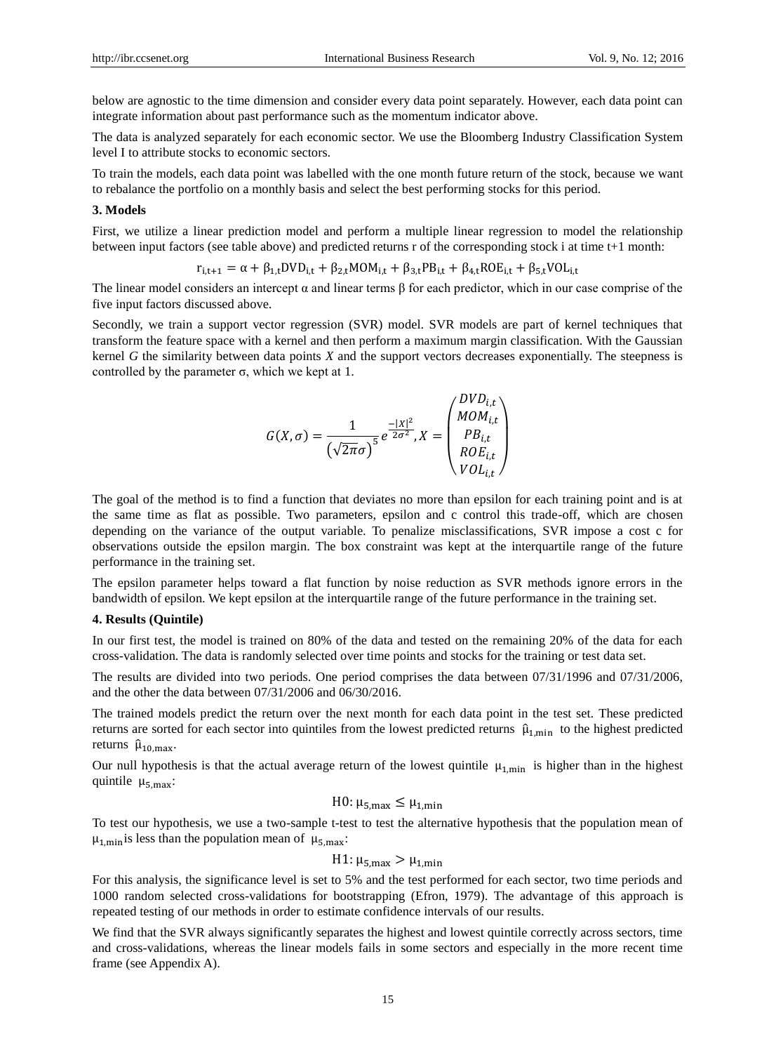below are agnostic to the time dimension and consider every data point separately. However, each data point can integrate information about past performance such as the momentum indicator above.

The data is analyzed separately for each economic sector. We use the Bloomberg Industry Classification System level I to attribute stocks to economic sectors.

To train the models, each data point was labelled with the one month future return of the stock, because we want to rebalance the portfolio on a monthly basis and select the best performing stocks for this period.

## 3. Models

First, we utilize a linear prediction model and perform a multiple linear regression to model the relationship between input factors (see table above) and predicted returns r of the corresponding stock i at time t+1 month:

$$r_{i,t+1} = \alpha + \beta_{1,t}DVD_{i,t} + \beta_{2,t}MOM_{i,t} + \beta_{3,t}PB_{i,t} + \beta_{4,t}ROE_{i,t} + \beta_{5,t}VOL_{i,t}$$

The linear model considers an intercept α and linear terms β for each predictor, which in our case comprise of the five input factors discussed above.

Secondly, we train a support vector regression (SVR) model. SVR models are part of kernel techniques that transform the feature space with a kernel and then perform a maximum margin classification. With the Gaussian kernel *G* the similarity between data points *X* and the support vectors decreases exponentially. The steepness is controlled by the parameter σ, which we kept at 1.

$$G(X,\sigma) = \frac{1}{\left(\sqrt{2\pi}\sigma\right)^5} e^{\frac{-|X|^2}{2\sigma^2}}, X = \begin{pmatrix} DVD_{i,t} \\ MOM_{i,t} \\ PB_{i,t} \\ ROE_{i,t} \\ VOL_{i,t} \end{pmatrix}$$

The goal of the method is to find a function that deviates no more than epsilon for each training point and is at the same time as flat as possible. Two parameters, epsilon and c control this trade-off, which are chosen depending on the variance of the output variable. To penalize misclassifications, SVR impose a cost c for observations outside the epsilon margin. The box constraint was kept at the interquartile range of the future performance in the training set.

The epsilon parameter helps toward a flat function by noise reduction as SVR methods ignore errors in the bandwidth of epsilon. We kept epsilon at the interquartile range of the future performance in the training set.

## 4. Results (Quintile)

In our first test, the model is trained on 80% of the data and tested on the remaining 20% of the data for each cross-validation. The data is randomly selected over time points and stocks for the training or test data set.

The results are divided into two periods. One period comprises the data between 07/31/1996 and 07/31/2006, and the other the data between 07/31/2006 and 06/30/2016.

The trained models predict the return over the next month for each data point in the test set. These predicted returns are sorted for each sector into quintiles from the lowest predicted returns $\hat{\mu}_{1,\min}$ to the highest predicted returns $\hat{\mu}_{10,\max}$.

Our null hypothesis is that the actual average return of the lowest quintile $\mu_{1,\min}$ is higher than in the highest quintile $\mu_{5,\max}$:

$$H0: \mu_{5,\max} \leq \mu_{1,\min}$$

To test our hypothesis, we use a two-sample t-test to test the alternative hypothesis that the population mean of $\mu_{1,\min}$ is less than the population mean of $\mu_{5,\max}$:

$$H1: \mu_{5,\max} > \mu_{1,\min}$$

For this analysis, the significance level is set to 5% and the test performed for each sector, two time periods and 1000 random selected cross-validations for bootstrapping (Efron, 1979). The advantage of this approach is repeated testing of our methods in order to estimate confidence intervals of our results.

We find that the SVR always significantly separates the highest and lowest quintile correctly across sectors, time and cross-validations, whereas the linear models fails in some sectors and especially in the more recent time frame (see Appendix A).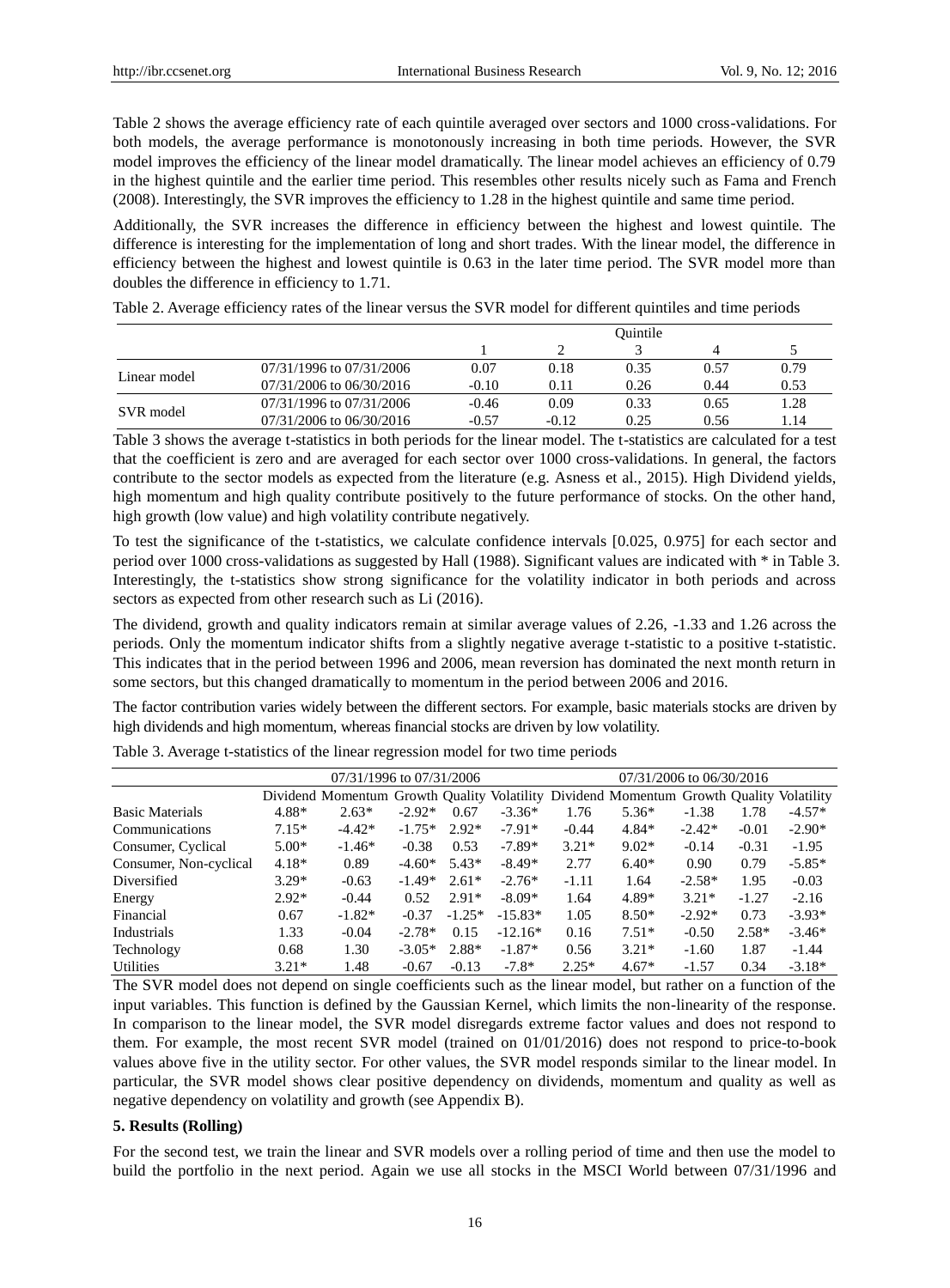Table 2 shows the average efficiency rate of each quintile averaged over sectors and 1000 cross-validations. For both models, the average performance is monotonously increasing in both time periods. However, the SVR model improves the efficiency of the linear model dramatically. The linear model achieves an efficiency of 0.79 in the highest quintile and the earlier time period. This resembles other results nicely such as Fama and French (2008). Interestingly, the SVR improves the efficiency to 1.28 in the highest quintile and same time period.

Additionally, the SVR increases the difference in efficiency between the highest and lowest quintile. The difference is interesting for the implementation of long and short trades. With the linear model, the difference in efficiency between the highest and lowest quintile is 0.63 in the later time period. The SVR model more than doubles the difference in efficiency to 1.71.

Table 2. Average efficiency rates of the linear versus the SVR model for different quintiles and time periods

| | | Quintile | | | | |
|---|---|---|---|---|---|---|
| | | 1 | 2 | 3 | 4 | 5 |
| Linear model | 07/31/1996 to 07/31/2006 | 0.07 | 0.18 | 0.35 | 0.57 | 0.79 |
| | 07/31/2006 to 06/30/2016 | -0.10 | 0.11 | 0.26 | 0.44 | 0.53 |
| SVR model | 07/31/1996 to 07/31/2006 | -0.46 | 0.09 | 0.33 | 0.65 | 1.28 |
| | 07/31/2006 to 06/30/2016 | -0.57 | -0.12 | 0.25 | 0.56 | 1.14 |

Table 3 shows the average t-statistics in both periods for the linear model. The t-statistics are calculated for a test that the coefficient is zero and are averaged for each sector over 1000 cross-validations. In general, the factors contribute to the sector models as expected from the literature (e.g. Asness et al., 2015). High Dividend yields, high momentum and high quality contribute positively to the future performance of stocks. On the other hand, high growth (low value) and high volatility contribute negatively.

To test the significance of the t-statistics, we calculate confidence intervals [0.025, 0.975] for each sector and period over 1000 cross-validations as suggested by Hall (1988). Significant values are indicated with * in Table 3. Interestingly, the t-statistics show strong significance for the volatility indicator in both periods and across sectors as expected from other research such as Li (2016).

The dividend, growth and quality indicators remain at similar average values of 2.26, -1.33 and 1.26 across the periods. Only the momentum indicator shifts from a slightly negative average t-statistic to a positive t-statistic. This indicates that in the period between 1996 and 2006, mean reversion has dominated the next month return in some sectors, but this changed dramatically to momentum in the period between 2006 and 2016.

The factor contribution varies widely between the different sectors. For example, basic materials stocks are driven by high dividends and high momentum, whereas financial stocks are driven by low volatility.

Table 3. Average t-statistics of the linear regression model for two time periods

| | 07/31/1996 to 07/31/2006 | | | | | 07/31/2006 to 06/30/2016 | | | | |
|---|---|---|---|---|---|---|---|---|---|---|
| | Dividend | Momentum | Growth | Quality | Volatility | Dividend | Momentum | Growth | Quality | Volatility |
| Basic Materials | 4.88* | 2.63* | -2.92* | 0.67 | -3.36* | 1.76 | 5.36* | -1.38 | 1.78 | -4.57* |
| Communications | 7.15* | -4.42* | -1.75* | 2.92* | -7.91* | -0.44 | 4.84* | -2.42* | -0.01 | -2.90* |
| Consumer, Cyclical | 5.00* | -1.46* | -0.38 | 0.53 | -7.89* | 3.21* | 9.02* | -0.14 | -0.31 | -1.95 |
| Consumer, Non-cyclical | 4.18* | 0.89 | -4.60* | 5.43* | -8.49* | 2.77 | 6.40* | 0.90 | 0.79 | -5.85* |
| Diversified | 3.29* | -0.63 | -1.49* | 2.61* | -2.76* | -1.11 | 1.64 | -2.58* | 1.95 | -0.03 |
| Energy | 2.92* | -0.44 | 0.52 | 2.91* | -8.09* | 1.64 | 4.89* | 3.21* | -1.27 | -2.16 |
| Financial | 0.67 | -1.82* | -0.37 | -1.25* | -15.83* | 1.05 | 8.50* | -2.92* | 0.73 | -3.93* |
| Industrials | 1.33 | -0.04 | -2.78* | 0.15 | -12.16* | 0.16 | 7.51* | -0.50 | 2.58* | -3.46* |
| Technology | 0.68 | 1.30 | -3.05* | 2.88* | -1.87* | 0.56 | 3.21* | -1.60 | 1.87 | -1.44 |
| Utilities | 3.21* | 1.48 | -0.67 | -0.13 | -7.8* | 2.25* | 4.67* | -1.57 | 0.34 | -3.18* |

The SVR model does not depend on single coefficients such as the linear model, but rather on a function of the input variables. This function is defined by the Gaussian Kernel, which limits the non-linearity of the response. In comparison to the linear model, the SVR model disregards extreme factor values and does not respond to them. For example, the most recent SVR model (trained on 01/01/2016) does not respond to price-to-book values above five in the utility sector. For other values, the SVR model responds similar to the linear model. In particular, the SVR model shows clear positive dependency on dividends, momentum and quality as well as negative dependency on volatility and growth (see Appendix B).

**5. Results (Rolling)**

For the second test, we train the linear and SVR models over a rolling period of time and then use the model to build the portfolio in the next period. Again we use all stocks in the MSCI World between 07/31/1996 and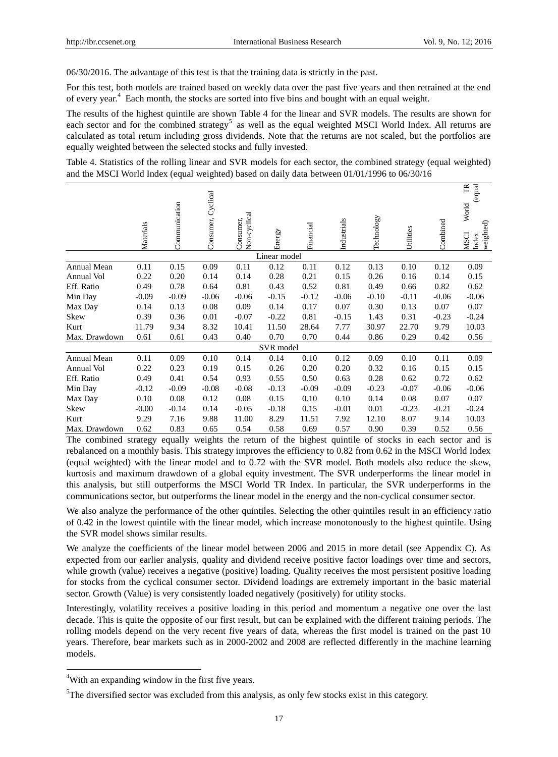06/30/2016. The advantage of this test is that the training data is strictly in the past.

For this test, both models are trained based on weekly data over the past five years and then retrained at the end of every year.[4] Each month, the stocks are sorted into five bins and bought with an equal weight.

The results of the highest quintile are shown Table 4 for the linear and SVR models. The results are shown for each sector and for the combined strategy[5] as well as the equal weighted MSCI World Index. All returns are calculated as total return including gross dividends. Note that the returns are not scaled, but the portfolios are equally weighted between the selected stocks and fully invested.

Table 4. Statistics of the rolling linear and SVR models for each sector, the combined strategy (equal weighted) and the MSCI World Index (equal weighted) based on daily data between 01/01/1996 to 06/30/16

| | Materials | Communication | Consumer, Cyclical | Consumer, Non-cyclical | Energy | Financial | Industrials | Technology | Utilities | Combined | MSCI World TR Index (equal weighted) |
|---|---|---|---|---|---|---|---|---|---|---|---|
| **Linear model** | | | | | | | | | | | |
| Annual Mean | 0.11 | 0.15 | 0.09 | 0.11 | 0.12 | 0.11 | 0.12 | 0.13 | 0.10 | 0.12 | 0.09 |
| Annual Vol | 0.22 | 0.20 | 0.14 | 0.14 | 0.28 | 0.21 | 0.15 | 0.26 | 0.16 | 0.14 | 0.15 |
| Eff. Ratio | 0.49 | 0.78 | 0.64 | 0.81 | 0.43 | 0.52 | 0.81 | 0.49 | 0.66 | 0.82 | 0.62 |
| Min Day | -0.09 | -0.09 | -0.06 | -0.06 | -0.15 | -0.12 | -0.06 | -0.10 | -0.11 | -0.06 | -0.06 |
| Max Day | 0.14 | 0.13 | 0.08 | 0.09 | 0.14 | 0.17 | 0.07 | 0.30 | 0.13 | 0.07 | 0.07 |
| Skew | 0.39 | 0.36 | 0.01 | -0.07 | -0.22 | 0.81 | -0.15 | 1.43 | 0.31 | -0.23 | -0.24 |
| Kurt | 11.79 | 9.34 | 8.32 | 10.41 | 11.50 | 28.64 | 7.77 | 30.97 | 22.70 | 9.79 | 10.03 |
| Max. Drawdown | 0.61 | 0.61 | 0.43 | 0.40 | 0.70 | 0.70 | 0.44 | 0.86 | 0.29 | 0.42 | 0.56 |
| **SVR model** | | | | | | | | | | | |
| Annual Mean | 0.11 | 0.09 | 0.10 | 0.14 | 0.14 | 0.10 | 0.12 | 0.09 | 0.10 | 0.11 | 0.09 |
| Annual Vol | 0.22 | 0.23 | 0.19 | 0.15 | 0.26 | 0.20 | 0.20 | 0.32 | 0.16 | 0.15 | 0.15 |
| Eff. Ratio | 0.49 | 0.41 | 0.54 | 0.93 | 0.55 | 0.50 | 0.63 | 0.28 | 0.62 | 0.72 | 0.62 |
| Min Day | -0.12 | -0.09 | -0.08 | -0.08 | -0.13 | -0.09 | -0.09 | -0.23 | -0.07 | -0.06 | -0.06 |
| Max Day | 0.10 | 0.08 | 0.12 | 0.08 | 0.15 | 0.10 | 0.10 | 0.14 | 0.08 | 0.07 | 0.07 |
| Skew | -0.00 | -0.14 | 0.14 | -0.05 | -0.18 | 0.15 | -0.01 | 0.01 | -0.23 | -0.21 | -0.24 |
| Kurt | 9.29 | 7.16 | 9.88 | 11.00 | 8.29 | 11.51 | 7.92 | 12.10 | 8.07 | 9.14 | 10.03 |
| Max. Drawdown | 0.62 | 0.83 | 0.65 | 0.54 | 0.58 | 0.69 | 0.57 | 0.90 | 0.39 | 0.52 | 0.56 |

The combined strategy equally weights the return of the highest quintile of stocks in each sector and is rebalanced on a monthly basis. This strategy improves the efficiency to 0.82 from 0.62 in the MSCI World Index (equal weighted) with the linear model and to 0.72 with the SVR model. Both models also reduce the skew, kurtosis and maximum drawdown of a global equity investment. The SVR underperforms the linear model in this analysis, but still outperforms the MSCI World TR Index. In particular, the SVR underperforms in the communications sector, but outperforms the linear model in the energy and the non-cyclical consumer sector.

We also analyze the performance of the other quintiles. Selecting the other quintiles result in an efficiency ratio of 0.42 in the lowest quintile with the linear model, which increase monotonously to the highest quintile. Using the SVR model shows similar results.

We analyze the coefficients of the linear model between 2006 and 2015 in more detail (see Appendix C). As expected from our earlier analysis, quality and dividend receive positive factor loadings over time and sectors, while growth (value) receives a negative (positive) loading. Quality receives the most persistent positive loading for stocks from the cyclical consumer sector. Dividend loadings are extremely important in the basic material sector. Growth (Value) is very consistently loaded negatively (positively) for utility stocks.

Interestingly, volatility receives a positive loading in this period and momentum a negative one over the last decade. This is quite the opposite of our first result, but can be explained with the different training periods. The rolling models depend on the very recent five years of data, whereas the first model is trained on the past 10 years. Therefore, bear markets such as in 2000-2002 and 2008 are reflected differently in the machine learning models.

---

[4] With an expanding window in the first five years.

[5] The diversified sector was excluded from this analysis, as only few stocks exist in this category.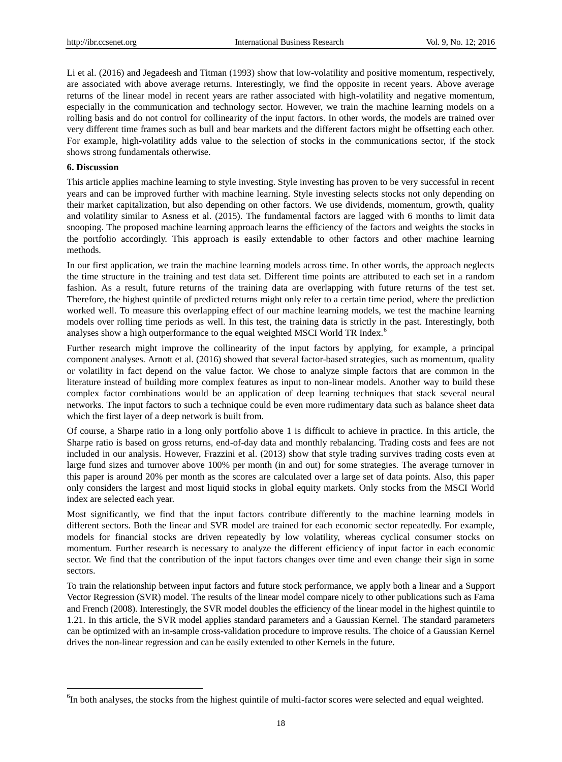Li et al. (2016) and Jegadeesh and Titman (1993) show that low-volatility and positive momentum, respectively, are associated with above average returns. Interestingly, we find the opposite in recent years. Above average returns of the linear model in recent years are rather associated with high-volatility and negative momentum, especially in the communication and technology sector. However, we train the machine learning models on a rolling basis and do not control for collinearity of the input factors. In other words, the models are trained over very different time frames such as bull and bear markets and the different factors might be offsetting each other. For example, high-volatility adds value to the selection of stocks in the communications sector, if the stock shows strong fundamentals otherwise.

## 6. Discussion

This article applies machine learning to style investing. Style investing has proven to be very successful in recent years and can be improved further with machine learning. Style investing selects stocks not only depending on their market capitalization, but also depending on other factors. We use dividends, momentum, growth, quality and volatility similar to Asness et al. (2015). The fundamental factors are lagged with 6 months to limit data snooping. The proposed machine learning approach learns the efficiency of the factors and weights the stocks in the portfolio accordingly. This approach is easily extendable to other factors and other machine learning methods.

In our first application, we train the machine learning models across time. In other words, the approach neglects the time structure in the training and test data set. Different time points are attributed to each set in a random fashion. As a result, future returns of the training data are overlapping with future returns of the test set. Therefore, the highest quintile of predicted returns might only refer to a certain time period, where the prediction worked well. To measure this overlapping effect of our machine learning models, we test the machine learning models over rolling time periods as well. In this test, the training data is strictly in the past. Interestingly, both analyses show a high outperformance to the equal weighted MSCI World TR Index.[6]

Further research might improve the collinearity of the input factors by applying, for example, a principal component analyses. Arnott et al. (2016) showed that several factor-based strategies, such as momentum, quality or volatility in fact depend on the value factor. We chose to analyze simple factors that are common in the literature instead of building more complex features as input to non-linear models. Another way to build these complex factor combinations would be an application of deep learning techniques that stack several neural networks. The input factors to such a technique could be even more rudimentary data such as balance sheet data which the first layer of a deep network is built from.

Of course, a Sharpe ratio in a long only portfolio above 1 is difficult to achieve in practice. In this article, the Sharpe is based on gross returns, end-of-day data and monthly rebalancing. Trading costs and fees are not included in our analysis. However, Frazzini et al. (2013) show that style trading survives trading costs even at large fund sizes and turnover above 100% per month (in and out) for some strategies. The average turnover in this paper is around 20% per month as the scores are calculated over a large set of data points. Also, this paper only considers the largest and most liquid stocks in global equity markets. Only stocks from the MSCI World index are selected each year.

Most significantly, we find that the input factors contribute differently to the machine learning models in different sectors. Both the linear and SVR model are trained for each economic sector repeatedly. For example, models for financial stocks are driven repeatedly by low volatility, whereas cyclical consumer stocks on momentum. Further research is necessary to analyze the different efficiency of input factor in each economic sector. We find that the contribution of the input factors changes over time and even change their sign in some sectors.

To train the relationship between input factors and future stock performance, we apply both a linear and a Support Vector Regression (SVR) model. The results of the linear model compare nicely to other publications such as Fama and French (2008). Interestingly, the SVR model doubles the efficiency of the linear model in the highest quintile to 1.21. In this article, the SVR model applies standard parameters and a Gaussian Kernel. The standard parameters can be optimized with an in-sample cross-validation procedure to improve results. The choice of a Gaussian Kernel drives the non-linear regression and can be easily extended to other Kernels in the future.

---

[6] In both analyses, the stocks from the highest quintile of multi-factor scores were selected and equal weighted.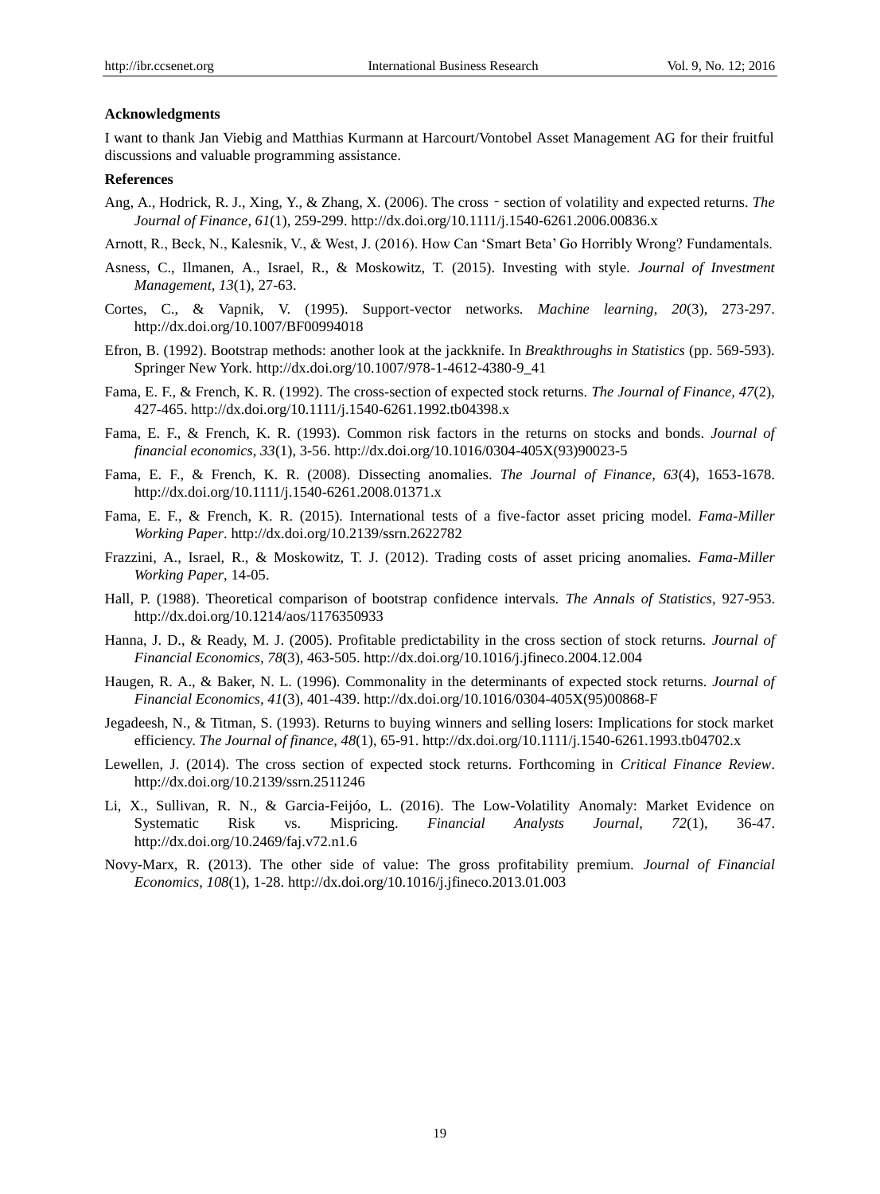**Acknowledgments**

I want to thank Jan Viebig and Matthias Kurmann at Harcourt/Vontobel Asset Management AG for their fruitful discussions and valuable programming assistance.

**References**

Ang, A., Hodrick, R. J., Xing, Y., & Zhang, X. (2006). The cross‐section of volatility and expected returns. *The Journal of Finance*, *61*(1), 259-299. http://dx.doi.org/10.1111/j.1540-6261.2006.00836.x

Arnott, R., Beck, N., Kalesnik, V., & West, J. (2016). How Can 'Smart Beta' Go Horribly Wrong? Fundamentals.

Asness, C., Ilmanen, A., Israel, R., & Moskowitz, T. (2015). Investing with style. *Journal of Investment Management, 13*(1), 27-63.

Cortes, C., & Vapnik, V. (1995). Support-vector networks. *Machine learning, 20*(3), 273-297. http://dx.doi.org/10.1007/BF00994018

Efron, B. (1992). Bootstrap methods: another look at the jackknife. In *Breakthroughs in Statistics* (pp. 569-593). Springer New York. http://dx.doi.org/10.1007/978-1-4612-4380-9_41

Fama, E. F., & French, K. R. (1992). The cross-section of expected stock returns. *The Journal of Finance, 47*(2), 427-465. http://dx.doi.org/10.1111/j.1540-6261.1992.tb04398.x

Fama, E. F., & French, K. R. (1993). Common risk factors in the returns on stocks and bonds. *Journal of financial economics, 33*(1), 3-56. http://dx.doi.org/10.1016/0304-405X(93)90023-5

Fama, E. F., & French, K. R. (2008). Dissecting anomalies. *The Journal of Finance, 63*(4), 1653-1678. http://dx.doi.org/10.1111/j.1540-6261.2008.01371.x

Fama, E. F., & French, K. R. (2015). International tests of a five-factor asset pricing model. *Fama-Miller Working Paper*. http://dx.doi.org/10.2139/ssrn.2622782

Frazzini, A., Israel, R., & Moskowitz, T. J. (2012). Trading costs of asset pricing anomalies. *Fama-Miller Working Paper*, 14-05.

Hall, P. (1988). Theoretical comparison of bootstrap confidence intervals. *The Annals of Statistics*, 927-953. http://dx.doi.org/10.1214/aos/1176350933

Hanna, J. D., & Ready, M. J. (2005). Profitable predictability in the cross section of stock returns. *Journal of Financial Economics, 78*(3), 463-505. http://dx.doi.org/10.1016/j.jfineco.2004.12.004

Haugen, R. A., & Baker, N. L. (1996). Commonality in the determinants of expected stock returns. *Journal of Financial Economics, 41*(3), 401-439. http://dx.doi.org/10.1016/0304-405X(95)00868-F

Jegadeesh, N., & Titman, S. (1993). Returns to buying winners and selling losers: Implications for stock market efficiency. *The Journal of finance, 48*(1), 65-91. http://dx.doi.org/10.1111/j.1540-6261.1993.tb04702.x

Lewellen, J. (2014). The cross section of expected stock returns. Forthcoming in *Critical Finance Review*. http://dx.doi.org/10.2139/ssrn.2511246

Li, X., Sullivan, R. N., & Garcia-Feijóo, L. (2016). The Low-Volatility Anomaly: Market Evidence on Systematic Risk vs. Mispricing. *Financial Analysts Journal, 72*(1), 36-47. http://dx.doi.org/10.2469/faj.v72.n1.6

Novy-Marx, R. (2013). The other side of value: The gross profitability premium. *Journal of Financial Economics, 108*(1), 1-28. http://dx.doi.org/10.1016/j.jfineco.2013.01.003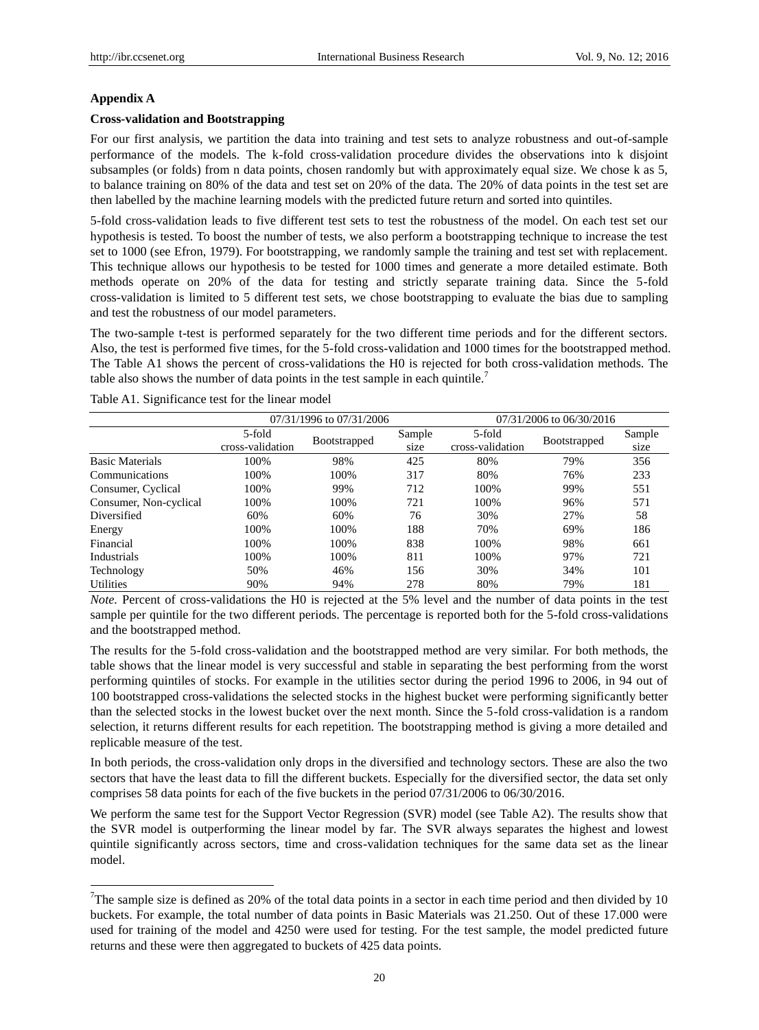### Appendix A

#### Cross-validation and Bootstrapping

For our first analysis, we partition the data into training and test sets to analyze robustness and out-of-sample performance of the models. The k-fold cross-validation procedure divides the observations into k disjoint subsamples (or folds) from n data points, chosen randomly but with approximately equal size. We chose k as 5, to balance training on 80% of the data and test set on 20% of the data. The 20% of data points in the test set are then labelled by the machine learning models with the predicted future return and sorted into quintiles.

5-fold cross-validation leads to five different test sets to test the robustness of the model. On each test set our hypothesis is tested. To boost the number of tests, we also perform a bootstrapping technique to increase the test set to 1000 (see Efron, 1979). For bootstrapping, we randomly sample the training and test set with replacement. This technique allows our hypothesis to be tested for 1000 times and generate a more detailed estimate. Both methods operate on 20% of the data for testing and strictly separate training data. Since the 5-fold cross-validation is limited to 5 different test sets, we chose bootstrapping to evaluate the bias due to sampling and test the robustness of our model parameters.

The two-sample t-test is performed separately for the two different time periods and for the different sectors. Also, the test is performed five times, for the 5-fold cross-validation and 1000 times for the bootstrapped method. The Table A1 shows the percent of cross-validations the H0 is rejected for both cross-validation methods. The table also shows the number of data points in the test sample in each quintile.[7]

Table A1. Significance test for the linear model

| | 07/31/1996 to 07/31/2006 | | | 07/31/2006 to 06/30/2016 | | |
|---|---|---|---|---|---|---|
| | 5-fold cross-validation | Bootstrapped | Sample size | 5-fold cross-validation | Bootstrapped | Sample size |
| Basic Materials | 100% | 98% | 425 | 80% | 79% | 356 |
| Communications | 100% | 100% | 317 | 80% | 76% | 233 |
| Consumer, Cyclical | 100% | 99% | 712 | 100% | 99% | 551 |
| Consumer, Non-cyclical | 100% | 100% | 721 | 100% | 96% | 571 |
| Diversified | 60% | 60% | 76 | 30% | 27% | 58 |
| Energy | 100% | 100% | 188 | 70% | 69% | 186 |
| Financial | 100% | 100% | 838 | 100% | 98% | 661 |
| Industrials | 100% | 100% | 811 | 100% | 97% | 721 |
| Technology | 50% | 46% | 156 | 30% | 34% | 101 |
| Utilities | 90% | 94% | 278 | 80% | 79% | 181 |

*Note.* Percent of cross-validations the H0 is rejected at the 5% level and the number of data points in the test sample per quintile for the two different periods. The percentage is reported both for the 5-fold cross-validations and the bootstrapped method.

The results for the 5-fold cross-validation and the bootstrapped method are very similar. For both methods, the table shows that the linear model is very successful and stable in separating the best performing from the worst performing quintiles of stocks. For example in the utilities sector during the period 1996 to 2006, in 94 out of 100 bootstrapped cross-validations the selected stocks in the highest bucket were performing significantly better than the selected stocks in the lowest bucket over the next month. Since the 5-fold cross-validation is a random selection, it returns different results for each repetition. The bootstrapping method is giving a more detailed and replicable measure of the test.

In both periods, the cross-validation only drops in the diversified and technology sectors. These are also the two sectors that have the least data to fill the different buckets. Especially for the diversified sector, the data set only comprises 58 data points for each of the five buckets in the period 07/31/2006 to 06/30/2016.

We perform the same test for the Support Vector Regression (SVR) model (see Table A2). The results show that the SVR model is outperforming the linear model by far. The SVR always separates the highest and lowest quintile significantly across sectors, time and cross-validation techniques for the same data set as the linear model.

[7] The sample size is defined as 20% of the total data points in a sector in each time period and then divided by 10 buckets. For example, the total number of data points in Basic Materials was 21.250. Out of these 17.000 were used for training of the model and 4250 were used for testing. For the test sample, the model predicted future returns and these were then aggregated to buckets of 425 data points.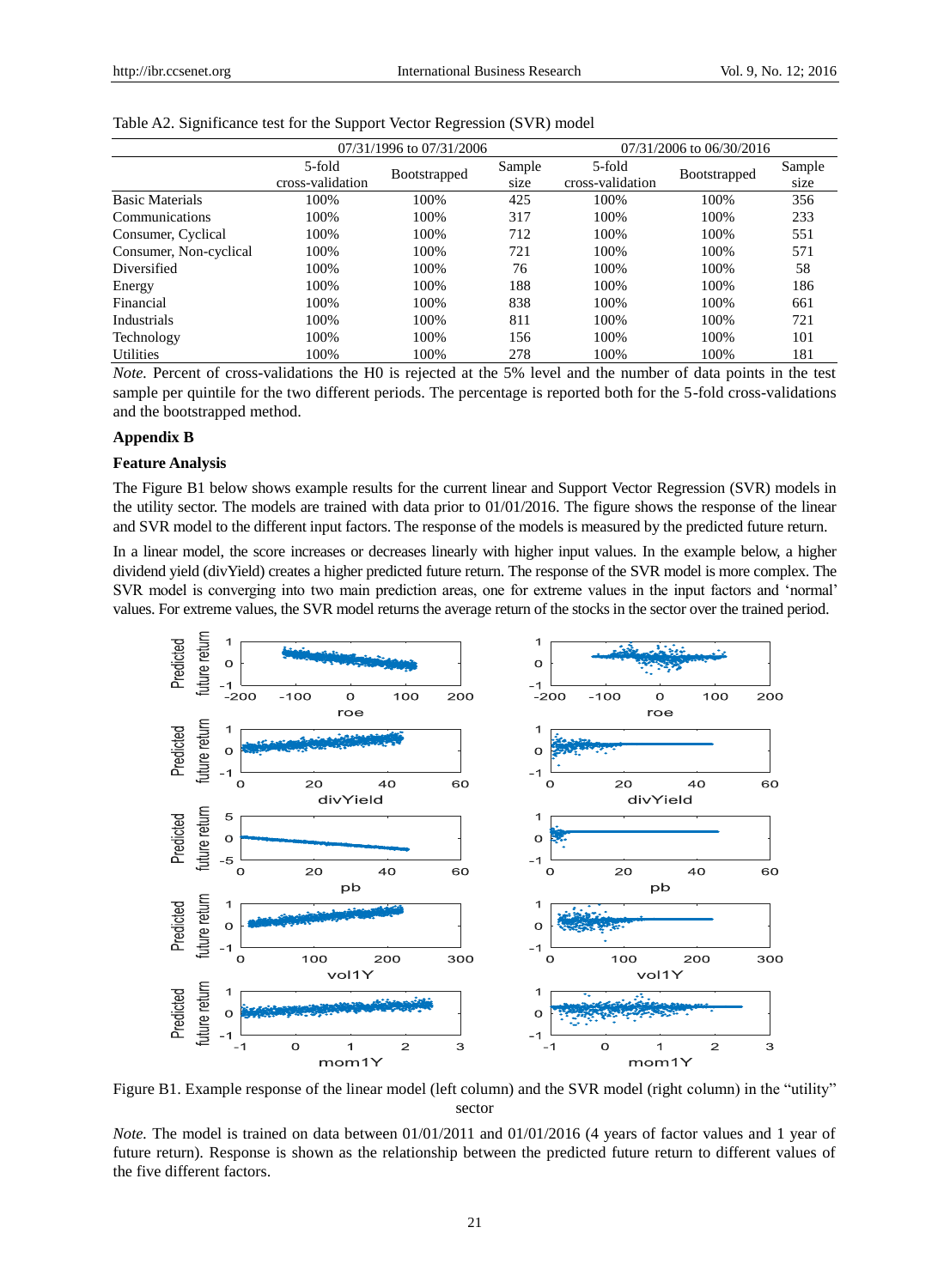Table A2. Significance test for the Support Vector Regression (SVR) model

| | 07/31/1996 to 07/31/2006 | | | 07/31/2006 to 06/30/2016 | | |
|---|---|---|---|---|---|---|
| | 5-fold cross-validation | Bootstrapped | Sample size | 5-fold cross-validation | Bootstrapped | Sample size |
| Basic Materials | 100% | 100% | 425 | 100% | 100% | 356 |
| Communications | 100% | 100% | 317 | 100% | 100% | 233 |
| Consumer, Cyclical | 100% | 100% | 712 | 100% | 100% | 551 |
| Consumer, Non-cyclical | 100% | 100% | 721 | 100% | 100% | 571 |
| Diversified | 100% | 100% | 76 | 100% | 100% | 58 |
| Energy | 100% | 100% | 188 | 100% | 100% | 186 |
| Financial | 100% | 100% | 838 | 100% | 100% | 661 |
| Industrials | 100% | 100% | 811 | 100% | 100% | 721 |
| Technology | 100% | 100% | 156 | 100% | 100% | 101 |
| Utilities | 100% | 100% | 278 | 100% | 100% | 181 |

*Note.* Percent of cross-validations the H0 is rejected at the 5% level and the number of data points in the test sample per quintile for the two different periods. The percentage is reported both for the 5-fold cross-validations and the bootstrapped method.

## Appendix B

### Feature Analysis

The Figure B1 below shows example results for the current linear and Support Vector Regression (SVR) models in the utility sector. The models are trained with data prior to 01/01/2016. The figure shows the response of the linear and SVR model to the different input factors. The response of the models is measured by the predicted future return.

In a linear model, the score increases or decreases linearly with higher input values. In the example below, a higher dividend yield (divYield) creates a higher predicted future return. The response of the SVR model is more complex. The SVR model is converging into two main prediction areas, one for extreme values in the input factors and 'normal' values. For extreme values, the SVR model returns the average return of the stocks in the sector over the trained period.

Figure B1. Example response of the linear model (left column) and the SVR model (right column) in the "utility" sector

*Note.* The model is trained on data between 01/01/2011 and 01/01/2016 (4 years of factor values and 1 year of future return). Response is shown as the relationship between the predicted future return to different values of the five different factors.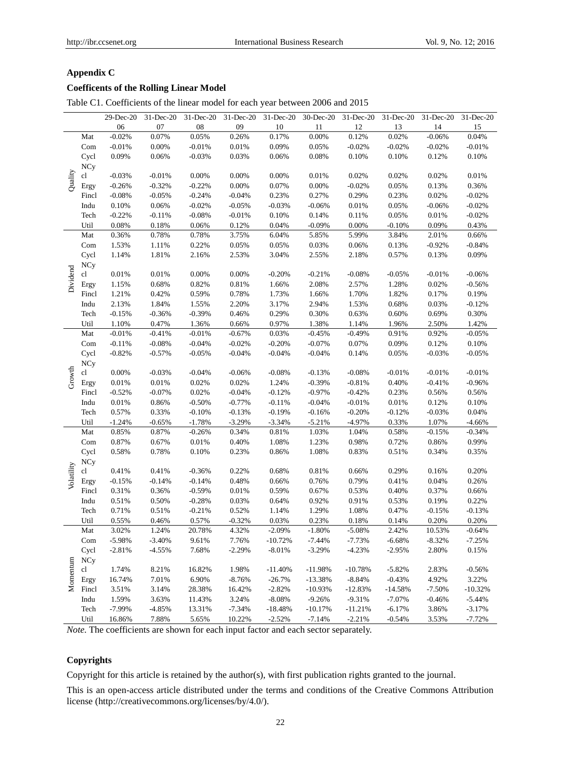## Appendix C

### Coefficents of the Rolling Linear Model

Table C1. Coefficients of the linear model for each year between 2006 and 2015

| | | 29-Dec-2006 | 31-Dec-2007 | 31-Dec-2008 | 31-Dec-2009 | 31-Dec-2010 | 30-Dec-2011 | 31-Dec-2012 | 31-Dec-2013 | 31-Dec-2014 | 31-Dec-2015 |
|---|---|---|---|---|---|---|---|---|---|---|---|
| Quality | Mat | -0.02% | 0.07% | 0.05% | 0.26% | 0.17% | 0.00% | 0.12% | 0.02% | -0.06% | 0.04% |
| | Com | -0.01% | 0.00% | -0.01% | 0.01% | 0.09% | 0.05% | -0.02% | -0.02% | -0.02% | -0.01% |
| | Cycl | 0.09% | 0.06% | -0.03% | 0.03% | 0.06% | 0.08% | 0.10% | 0.10% | 0.12% | 0.10% |
| | NCycl | -0.03% | -0.01% | 0.00% | 0.00% | 0.00% | 0.01% | 0.02% | 0.02% | 0.02% | 0.01% |
| | Ergy | -0.26% | -0.32% | -0.22% | 0.00% | 0.07% | 0.00% | -0.02% | 0.05% | 0.13% | 0.36% |
| | Fincl | -0.08% | -0.05% | -0.24% | -0.04% | 0.23% | 0.27% | 0.29% | 0.23% | 0.02% | -0.02% |
| | Indu | 0.10% | 0.06% | -0.02% | -0.05% | -0.03% | -0.06% | 0.01% | 0.05% | -0.06% | -0.02% |
| | Tech | -0.22% | -0.11% | -0.08% | -0.01% | 0.10% | 0.14% | 0.11% | 0.05% | 0.01% | -0.02% |
| | Util | 0.08% | 0.18% | 0.06% | 0.12% | 0.04% | -0.09% | 0.00% | -0.10% | 0.09% | 0.43% |
| Dividend | Mat | 0.36% | 0.78% | 0.78% | 3.75% | 6.04% | 5.85% | 5.99% | 3.84% | 2.01% | 0.66% |
| | Com | 1.53% | 1.11% | 0.22% | 0.05% | 0.05% | 0.03% | 0.06% | 0.13% | -0.92% | -0.84% |
| | Cycl | 1.14% | 1.81% | 2.16% | 2.53% | 3.04% | 2.55% | 2.18% | 0.57% | 0.13% | 0.09% |
| | NCycl | 0.01% | 0.01% | 0.00% | 0.00% | -0.20% | -0.21% | -0.08% | -0.05% | -0.01% | -0.06% |
| | Ergy | 1.15% | 0.68% | 0.82% | 0.81% | 1.66% | 2.08% | 2.57% | 1.28% | 0.02% | -0.56% |
| | Fincl | 1.21% | 0.42% | 0.59% | 0.78% | 1.73% | 1.66% | 1.70% | 1.82% | 0.17% | 0.19% |
| | Indu | 2.13% | 1.84% | 1.55% | 2.20% | 3.17% | 2.94% | 1.53% | 0.68% | 0.03% | -0.12% |
| | Tech | -0.15% | -0.36% | -0.39% | 0.46% | 0.29% | 0.30% | 0.63% | 0.60% | 0.69% | 0.30% |
| | Util | 1.10% | 0.47% | 1.36% | 0.66% | 0.97% | 1.38% | 1.14% | 1.96% | 2.50% | 1.42% |
| Growth | Mat | -0.01% | -0.41% | -0.01% | -0.67% | 0.03% | -0.45% | -0.49% | 0.91% | 0.92% | -0.05% |
| | Com | -0.11% | -0.08% | -0.04% | -0.02% | -0.20% | -0.07% | 0.07% | 0.09% | 0.12% | 0.10% |
| | Cycl | -0.82% | -0.57% | -0.05% | -0.04% | -0.04% | -0.04% | 0.14% | 0.05% | -0.03% | -0.05% |
| | NCycl | 0.00% | -0.03% | -0.04% | -0.06% | -0.08% | -0.13% | -0.08% | -0.01% | -0.01% | -0.01% |
| | Ergy | 0.01% | 0.01% | 0.02% | 0.02% | 1.24% | -0.39% | -0.81% | 0.40% | -0.41% | -0.96% |
| | Fincl | -0.52% | -0.07% | 0.02% | -0.04% | -0.12% | -0.97% | -0.42% | 0.23% | 0.56% | 0.56% |
| | Indu | 0.01% | 0.86% | -0.50% | -0.77% | -0.11% | -0.04% | -0.01% | 0.01% | 0.12% | 0.10% |
| | Tech | 0.57% | 0.33% | -0.10% | -0.13% | -0.19% | -0.16% | -0.20% | -0.12% | -0.03% | 0.04% |
| | Util | -1.24% | -0.65% | -1.78% | -3.29% | -3.34% | -5.21% | -4.97% | 0.33% | 1.07% | -4.66% |
| Volatility | Mat | 0.85% | 0.87% | -0.26% | 0.34% | 0.81% | 1.03% | 1.04% | 0.58% | -0.15% | -0.34% |
| | Com | 0.87% | 0.67% | 0.01% | 0.40% | 1.08% | 1.23% | 0.98% | 0.72% | 0.86% | 0.99% |
| | Cycl | 0.58% | 0.78% | 0.10% | 0.23% | 0.86% | 1.08% | 0.83% | 0.51% | 0.34% | 0.35% |
| | NCycl | 0.41% | 0.41% | -0.36% | 0.22% | 0.68% | 0.81% | 0.66% | 0.29% | 0.16% | 0.20% |
| | Ergy | -0.15% | -0.14% | -0.14% | 0.48% | 0.66% | 0.76% | 0.79% | 0.41% | 0.04% | 0.26% |
| | Fincl | 0.31% | 0.36% | -0.59% | 0.01% | 0.59% | 0.67% | 0.53% | 0.40% | 0.37% | 0.66% |
| | Indu | 0.51% | 0.50% | -0.28% | 0.03% | 0.64% | 0.92% | 0.91% | 0.53% | 0.19% | 0.22% |
| | Tech | 0.71% | 0.51% | -0.21% | 0.52% | 1.14% | 1.29% | 1.08% | 0.47% | -0.15% | -0.13% |
| | Util | 0.55% | 0.46% | 0.57% | -0.32% | 0.03% | 0.23% | 0.18% | 0.14% | 0.20% | 0.20% |
| Momentum | Mat | 3.02% | 1.24% | 20.78% | 4.32% | -2.09% | -1.80% | -5.08% | 2.42% | 10.53% | -0.64% |
| | Com | -5.98% | -3.40% | 9.61% | 7.76% | -10.72% | -7.44% | -7.73% | -6.68% | -8.32% | -7.25% |
| | Cycl | -2.81% | -4.55% | 7.68% | -2.29% | -8.01% | -3.29% | -4.23% | -2.95% | 2.80% | 0.15% |
| | NCycl | 1.74% | 8.21% | 16.82% | 1.98% | -11.40% | -11.98% | -10.78% | -5.82% | 2.83% | -0.56% |
| | Ergy | 16.74% | 7.01% | 6.90% | -8.76% | -26.7% | -13.38% | -8.84% | -0.43% | 4.92% | 3.22% |
| | Fincl | 3.51% | 3.14% | 28.38% | 16.42% | -2.82% | -10.93% | -12.83% | -14.58% | -7.50% | -10.32% |
| | Indu | 1.59% | 3.63% | 11.43% | 3.24% | -8.08% | -9.26% | -9.31% | -7.07% | -0.46% | -5.44% |
| | Tech | -7.99% | -4.85% | 13.31% | -7.34% | -18.48% | -10.17% | -11.21% | -6.17% | 3.86% | -3.17% |
| | Util | 16.86% | 7.88% | 5.65% | 10.22% | -2.52% | -7.14% | -2.21% | -0.54% | 3.53% | -7.72% |

*Note.* The coefficients are shown for each input factor and each sector separately.

### Copyrights

Copyright for this article is retained by the author(s), with first publication rights granted to the journal.

This is an open-access article distributed under the terms and conditions of the Creative Commons Attribution license (http://creativecommons.org/licenses/by/4.0/).